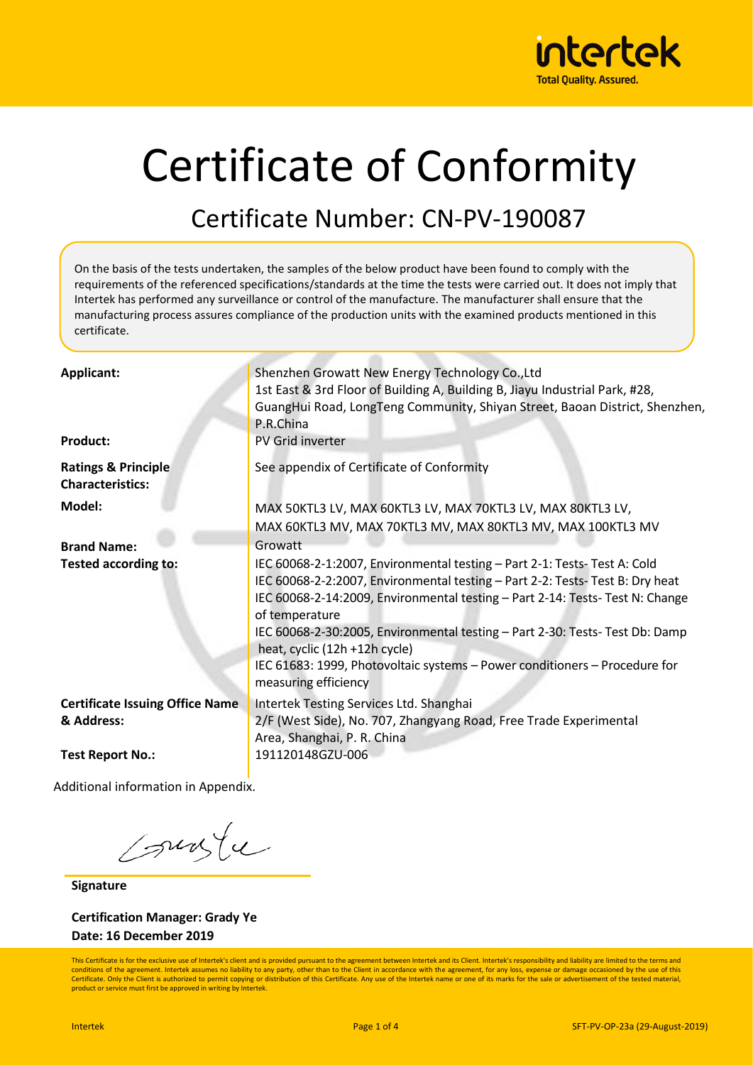# Certificate of Conformity

## Certificate Number: CN-PV-190087

On the basis of the tests undertaken, the samples of the below product have been found to comply with the requirements of the referenced specifications/standards at the time the tests were carried out. It does not imply that Intertek has performed any surveillance or control of the manufacture. The manufacturer shall ensure that the manufacturing process assures compliance of the production units with the examined products mentioned in this certificate.

| | |
|---|---|
| **Applicant:** | Shenzhen Growatt New Energy Technology Co.,Ltd<br>1st East & 3rd Floor of Building A, Building B, Jiayu Industrial Park, #28, GuangHui Road, LongTeng Community, Shiyan Street, Baoan District, Shenzhen, P.R.China |
| **Product:** | PV Grid inverter |
| **Ratings & Principle Characteristics:** | See appendix of Certificate of Conformity |
| **Model:** | MAX 50KTL3 LV, MAX 60KTL3 LV, MAX 70KTL3 LV, MAX 80KTL3 LV, MAX 60KTL3 MV, MAX 70KTL3 MV, MAX 80KTL3 MV, MAX 100KTL3 MV |
| **Brand Name:** | Growatt |
| **Tested according to:** | IEC 60068-2-1:2007, Environmental testing – Part 2-1: Tests- Test A: Cold<br>IEC 60068-2-2:2007, Environmental testing – Part 2-2: Tests- Test B: Dry heat<br>IEC 60068-2-14:2009, Environmental testing – Part 2-14: Tests- Test N: Change of temperature<br>IEC 60068-2-30:2005, Environmental testing – Part 2-30: Tests- Test Db: Damp heat, cyclic (12h +12h cycle)<br>IEC 61683: 1999, Photovoltaic systems – Power conditioners – Procedure for measuring efficiency |
| **Certificate Issuing Office Name & Address:** | Intertek Testing Services Ltd. Shanghai<br>2/F (West Side), No. 707, Zhangyang Road, Free Trade Experimental Area, Shanghai, P. R. China |
| **Test Report No.:** | 191120148GZU-006 |

Additional information in Appendix.

**Signature**

**Certification Manager: Grady Ye**
**Date: 16 December 2019**

This Certificate is for the exclusive use of Intertek's client and is provided pursuant to the agreement between Intertek and its Client. Intertek's responsibility and liability are limited to the terms and conditions of the agreement. Intertek assumes no liability to any party, other than to the Client in accordance with the agreement, for any loss, expense or damage occasioned by the use of this Certificate. Only the Client is authorized to permit copying or distribution of this Certificate. Any use of the Intertek name or one of its marks for the sale or advertisement of the tested material, product or service must first be approved in writing by Intertek.

Intertek | SFT-PV-OP-23a (29-August-2019)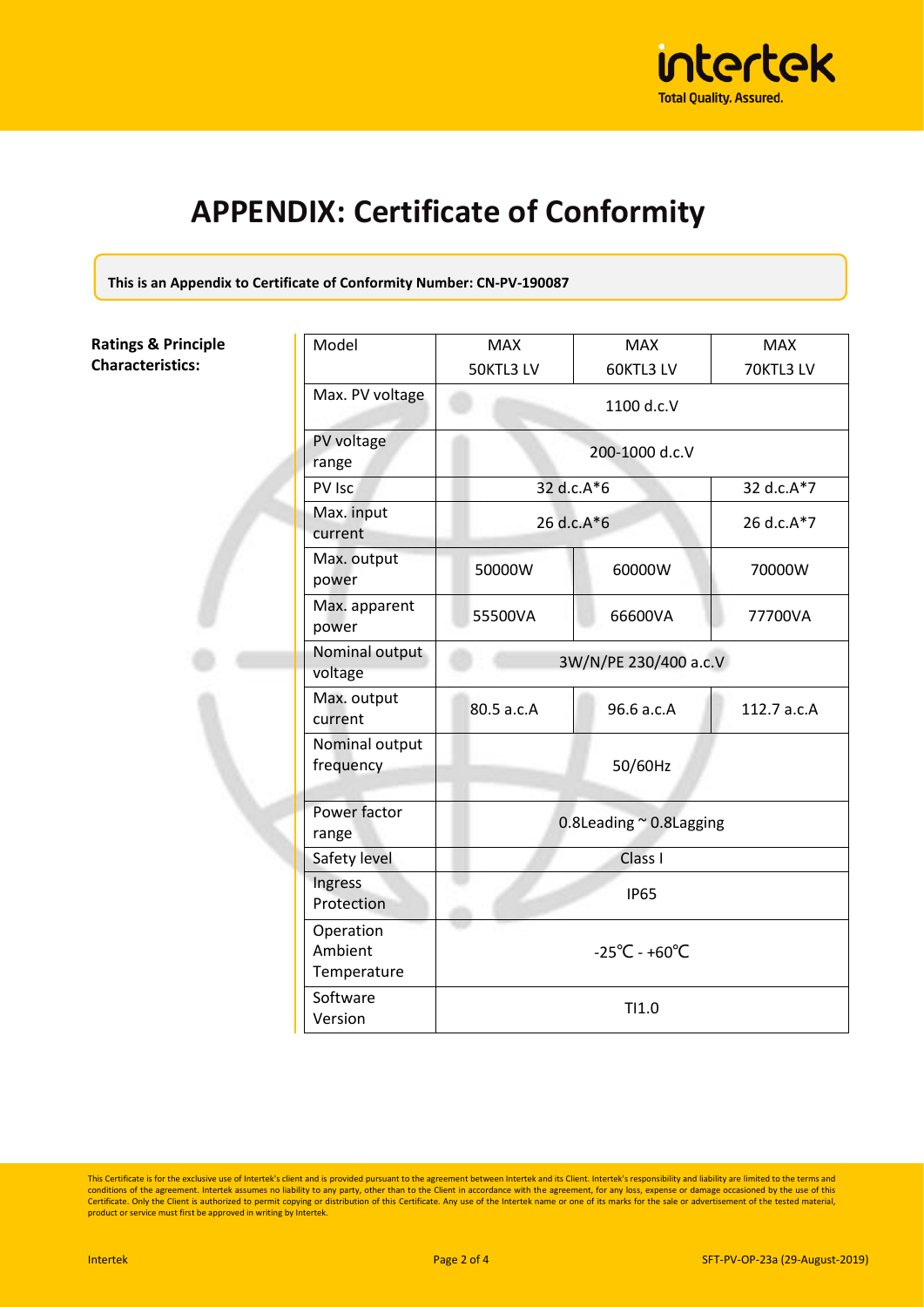# APPENDIX: Certificate of Conformity

**This is an Appendix to Certificate of Conformity Number: CN-PV-190087**

**Ratings & Principle Characteristics:**

| Model | MAX 50KTL3 LV | MAX 60KTL3 LV | MAX 70KTL3 LV |
|---|---|---|---|
| Max. PV voltage | 1100 d.c.V | | |
| PV voltage range | 200-1000 d.c.V | | |
| PV Isc | 32 d.c.A*6 | | 32 d.c.A*7 |
| Max. input current | 26 d.c.A*6 | | 26 d.c.A*7 |
| Max. output power | 50000W | 60000W | 70000W |
| Max. apparent power | 55500VA | 66600VA | 77700VA |
| Nominal output voltage | 3W/N/PE 230/400 a.c.V | | |
| Max. output current | 80.5 a.c.A | 96.6 a.c.A | 112.7 a.c.A |
| Nominal output frequency | 50/60Hz | | |
| Power factor range | 0.8Leading ~ 0.8Lagging | | |
| Safety level | Class I | | |
| Ingress Protection | IP65 | | |
| Operation Ambient Temperature | -25℃ - +60℃ | | |
| Software Version | TI1.0 | | |

This Certificate is for the exclusive use of Intertek's client and is provided pursuant to the agreement between Intertek and its Client. Intertek's responsibility and liability are limited to the terms and conditions of the agreement. Intertek assumes no liability to any party, other than to the Client in accordance with the agreement, for any loss, expense or damage occasioned by the use of this Certificate. Only the Client is authorized to permit copying or distribution of this Certificate. Any use of the Intertek name or one of its marks for the sale or advertisement of the tested material, product or service must first be approved in writing by Intertek.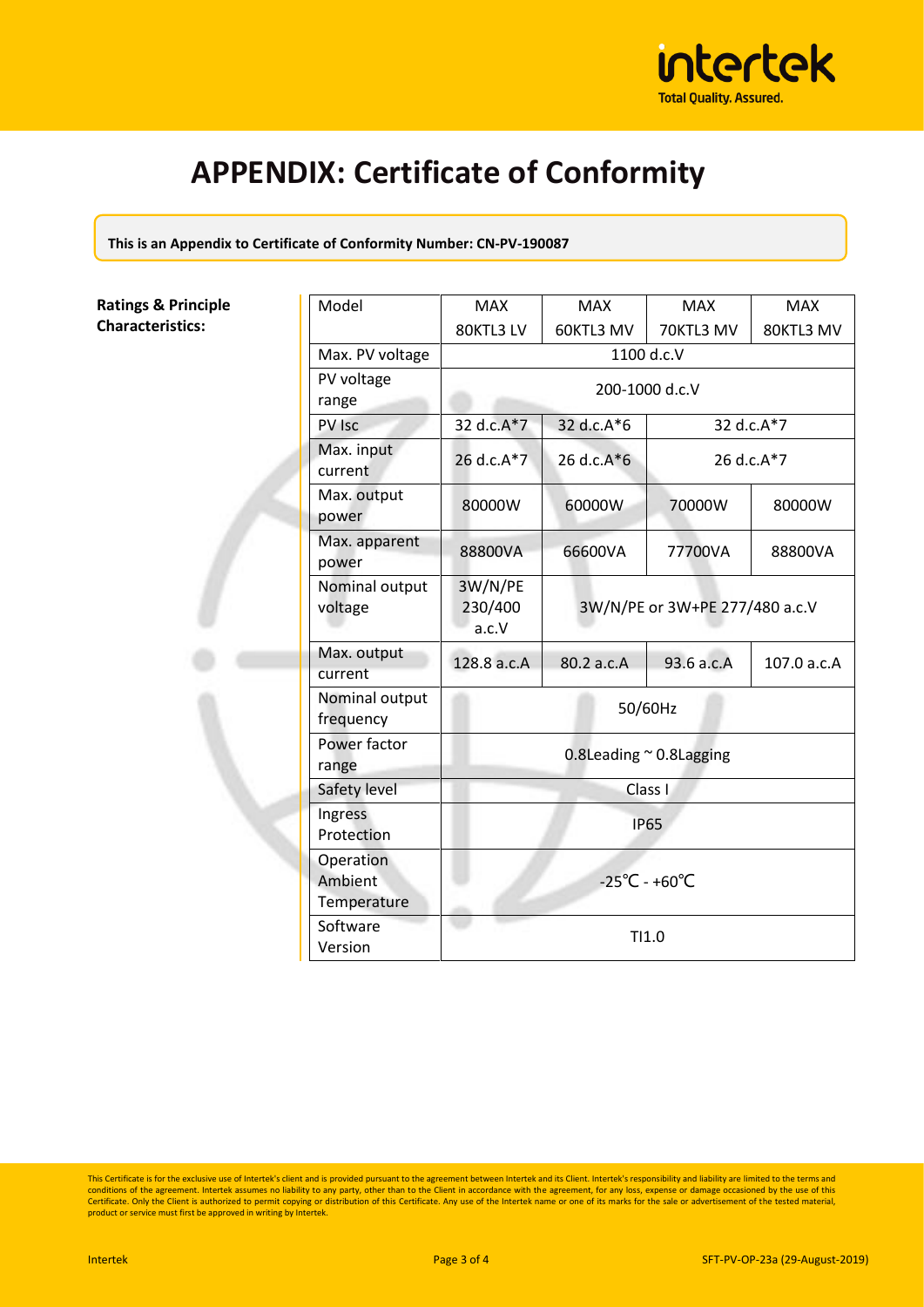# APPENDIX: Certificate of Conformity

**This is an Appendix to Certificate of Conformity Number: CN-PV-190087**

**Ratings & Principle Characteristics:**

| Model | MAX 80KTL3 LV | MAX 60KTL3 MV | MAX 70KTL3 MV | MAX 80KTL3 MV |
|---|---|---|---|---|
| Max. PV voltage | 1100 d.c.V | | | |
| PV voltage range | 200-1000 d.c.V | | | |
| PV Isc | 32 d.c.A*7 | 32 d.c.A*6 | 32 d.c.A*7 | |
| Max. input current | 26 d.c.A*7 | 26 d.c.A*6 | 26 d.c.A*7 | |
| Max. output power | 80000W | 60000W | 70000W | 80000W |
| Max. apparent power | 88800VA | 66600VA | 77700VA | 88800VA |
| Nominal output voltage | 3W/N/PE 230/400 a.c.V | 3W/N/PE or 3W+PE 277/480 a.c.V | | |
| Max. output current | 128.8 a.c.A | 80.2 a.c.A | 93.6 a.c.A | 107.0 a.c.A |
| Nominal output frequency | 50/60Hz | | | |
| Power factor range | 0.8Leading ~ 0.8Lagging | | | |
| Safety level | Class I | | | |
| Ingress Protection | IP65 | | | |
| Operation Ambient Temperature | -25℃ - +60℃ | | | |
| Software Version | TI1.0 | | | |

This Certificate is for the exclusive use of Intertek's client and is provided pursuant to the agreement between Intertek and its Client. Intertek's responsibility and liability are limited to the terms and conditions of the agreement. Intertek assumes no liability to any party, other than to the Client in accordance with the agreement, for any loss, expense or damage occasioned by the use of this Certificate. Only the Client is authorized to permit copying or distribution of this Certificate. Any use of the Intertek name or one of its marks for the sale or advertisement of the tested material, product or service must first be approved in writing by Intertek.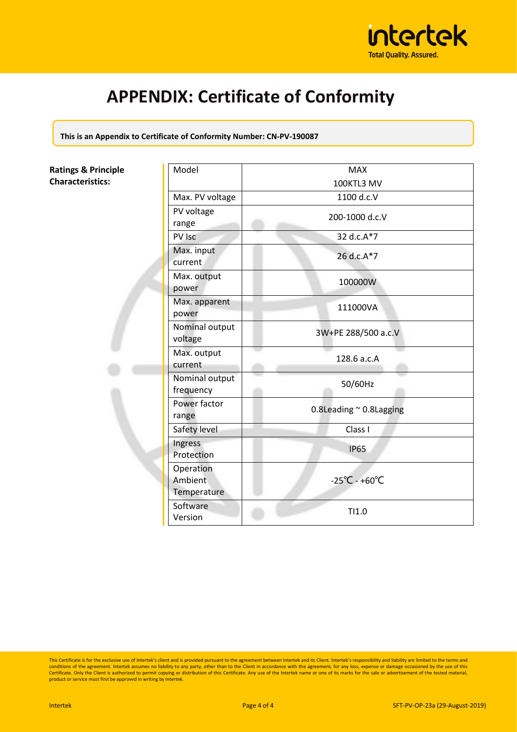# APPENDIX: Certificate of Conformity

**This is an Appendix to Certificate of Conformity Number: CN-PV-190087**

**Ratings & Principle Characteristics:**

| | |
|---|---|
| Model | MAX 100KTL3 MV |
| Max. PV voltage | 1100 d.c.V |
| PV voltage range | 200-1000 d.c.V |
| PV Isc | 32 d.c.A*7 |
| Max. input current | 26 d.c.A*7 |
| Max. output power | 100000W |
| Max. apparent power | 111000VA |
| Nominal output voltage | 3W+PE 288/500 a.c.V |
| Max. output current | 128.6 a.c.A |
| Nominal output frequency | 50/60Hz |
| Power factor range | 0.8Leading ~ 0.8Lagging |
| Safety level | Class I |
| Ingress Protection | IP65 |
| Operation Ambient Temperature | -25℃ - +60℃ |
| Software Version | TI1.0 |

This Certificate is for the exclusive use of Intertek's client and is provided pursuant to the agreement between Intertek and its Client. Intertek's responsibility and liability are limited to the terms and conditions of the agreement. Intertek assumes no liability to any party, other than to the Client in accordance with the agreement, for any loss, expense or damage occasioned by the use of this Certificate. Only the Client is authorized to permit copying or distribution of this Certificate. Any use of the Intertek name or one of its marks for the sale or advertisement of the tested material, product or service must first be approved in writing by Intertek.